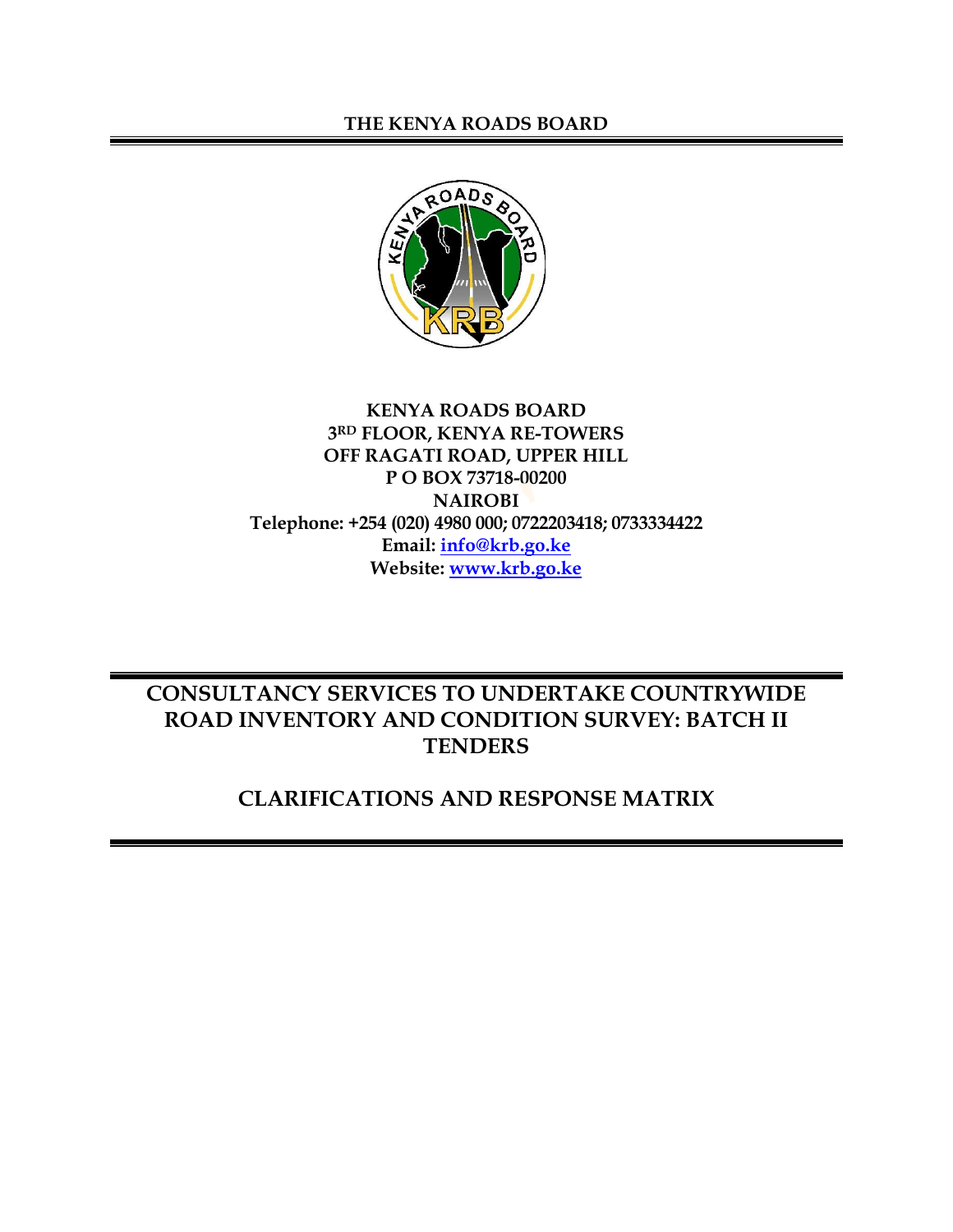**THE KENYA ROADS BOARD**

**KENYA ROADS BOARD**
**3RD FLOOR, KENYA RE-TOWERS**
**OFF RAGATI ROAD, UPPER HILL**
**P O BOX 73718-00200**
**NAIROBI**
**Telephone: +254 (020) 4980 000; 0722203418; 0733334422**
**Email: info@krb.go.ke**
**Website: www.krb.go.ke**

# CONSULTANCY SERVICES TO UNDERTAKE COUNTRYWIDE ROAD INVENTORY AND CONDITION SURVEY: BATCH II TENDERS

## CLARIFICATIONS AND RESPONSE MATRIX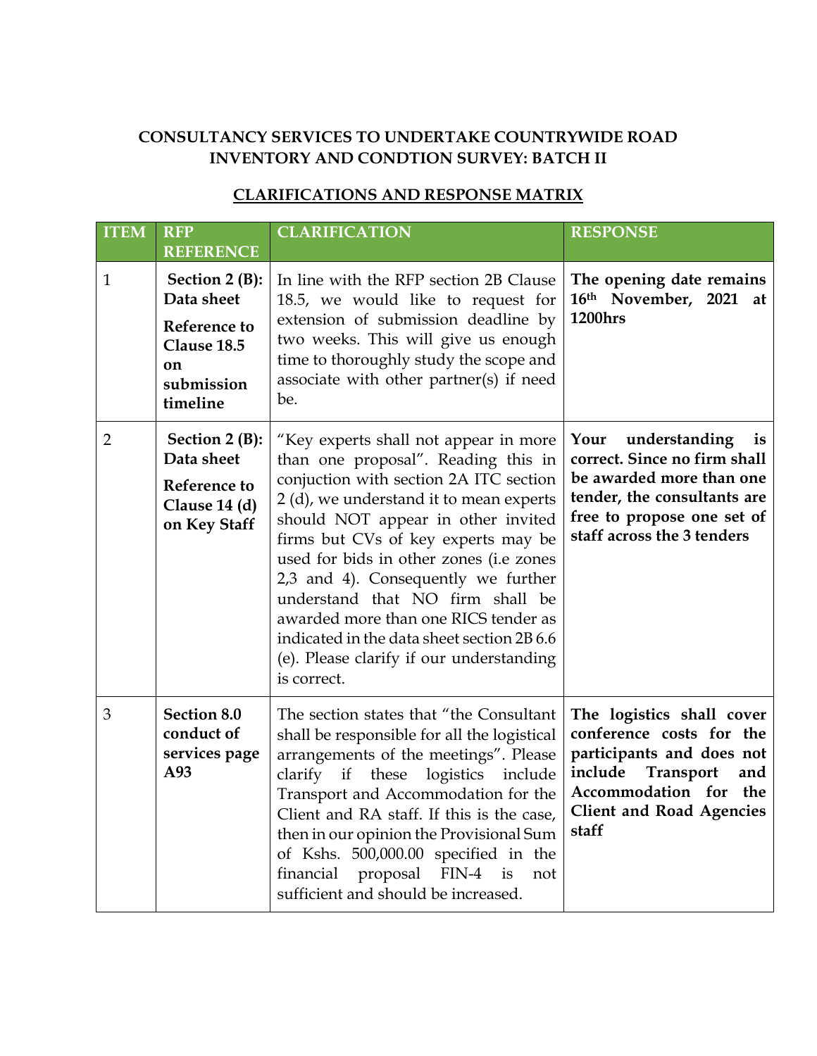**CONSULTANCY SERVICES TO UNDERTAKE COUNTRYWIDE ROAD INVENTORY AND CONDTION SURVEY: BATCH II**

**CLARIFICATIONS AND RESPONSE MATRIX**

| ITEM | RFP REFERENCE | CLARIFICATION | RESPONSE |
|---|---|---|---|
| 1 | **Section 2 (B): Data sheet**<br>**Reference to Clause 18.5 on submission timeline** | In line with the RFP section 2B Clause 18.5, we would like to request for extension of submission deadline by two weeks. This will give us enough time to thoroughly study the scope and associate with other partner(s) if need be. | **The opening date remains 16th November, 2021 at 1200hrs** |
| 2 | **Section 2 (B): Data sheet**<br>**Reference to Clause 14 (d) on Key Staff** | "Key experts shall not appear in more than one proposal". Reading this in conjuction with section 2A ITC section 2 (d), we understand it to mean experts should NOT appear in other invited firms but CVs of key experts may be used for bids in other zones (i.e zones 2,3 and 4). Consequently we further understand that NO firm shall be awarded more than one RICS tender as indicated in the data sheet section 2B 6.6 (e). Please clarify if our understanding is correct. | **Your understanding is correct. Since no firm shall be awarded more than one tender, the consultants are free to propose one set of staff across the 3 tenders** |
| 3 | **Section 8.0 conduct of services page A93** | The section states that "the Consultant shall be responsible for all the logistical arrangements of the meetings". Please clarify if these logistics include Transport and Accommodation for the Client and RA staff. If this is the case, then in our opinion the Provisional Sum of Kshs. 500,000.00 specified in the financial proposal FIN-4 is not sufficient and should be increased. | **The logistics shall cover conference costs for the participants and does not include Transport and Accommodation for the Client and Road Agencies staff** |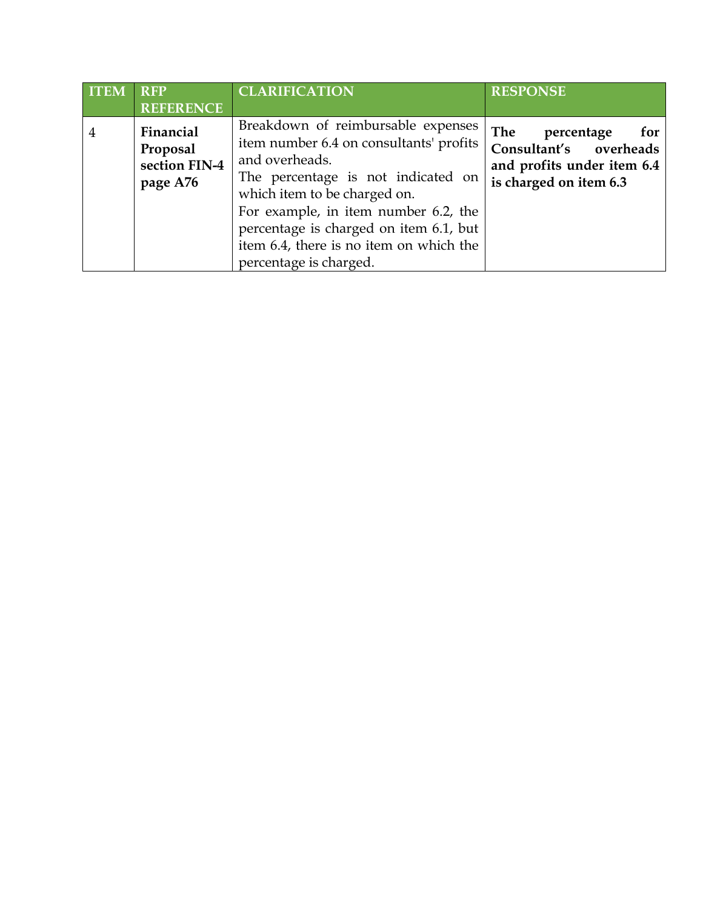| ITEM | RFP REFERENCE | CLARIFICATION | RESPONSE |
|---|---|---|---|
| 4 | **Financial Proposal section FIN-4 page A76** | Breakdown of reimbursable expenses item number 6.4 on consultants' profits and overheads.<br>The percentage is not indicated on which item to be charged on.<br>For example, in item number 6.2, the percentage is charged on item 6.1, but item 6.4, there is no item on which the percentage is charged. | **The percentage for Consultant's overheads and profits under item 6.4 is charged on item 6.3** |